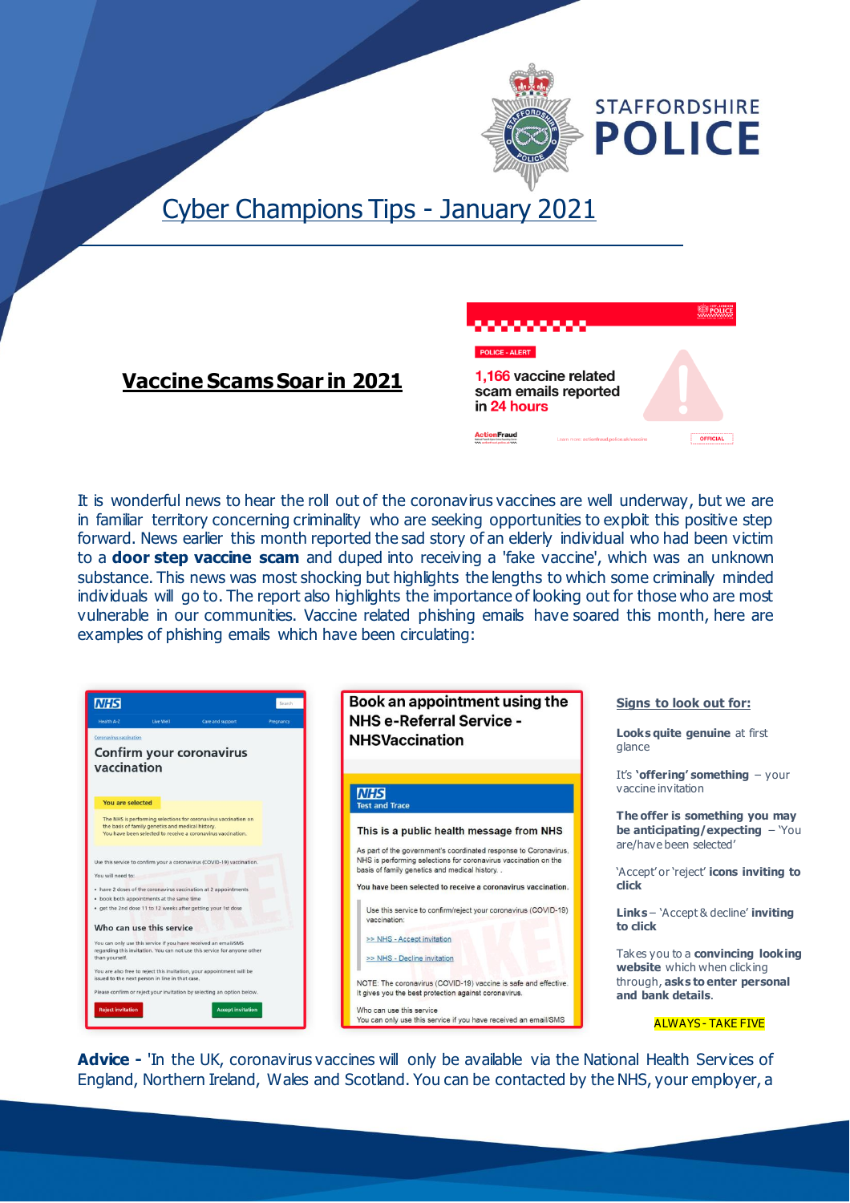# Cyber Champions Tips - January 2021

## Vaccine Scams Soar in 2021

POLICE - ALERT

1,166 vaccine related scam emails reported in 24 hours

It is wonderful news to hear the roll out of the coronavirus vaccines are well underway, but we are in familiar territory concerning criminality who are seeking opportunities to exploit this positive step forward. News earlier this month reported the sad story of an elderly individual who had been victim to a **door step vaccine scam** and duped into receiving a 'fake vaccine', which was an unknown substance. This news was most shocking but highlights the lengths to which some criminally minded individuals will go to. The report also highlights the importance of looking out for those who are most vulnerable in our communities. Vaccine related phishing emails have soared this month, here are examples of phishing emails which have been circulating:

**Signs to look out for:**

**Looks quite genuine** at first glance

It's **'offering' something** – your vaccine invitation

**The offer is something you may be anticipating/expecting** – 'You are/have been selected'

'Accept' or 'reject' **icons inviting to click**

**Links** – 'Accept & decline' **inviting to click**

Takes you to a **convincing looking website** which when clicking through, **asks to enter personal and bank details**.

ALWAYS - TAKE FIVE

**Advice -** 'In the UK, coronavirus vaccines will only be available via the National Health Services of England, Northern Ireland, Wales and Scotland. You can be contacted by the NHS, your employer, a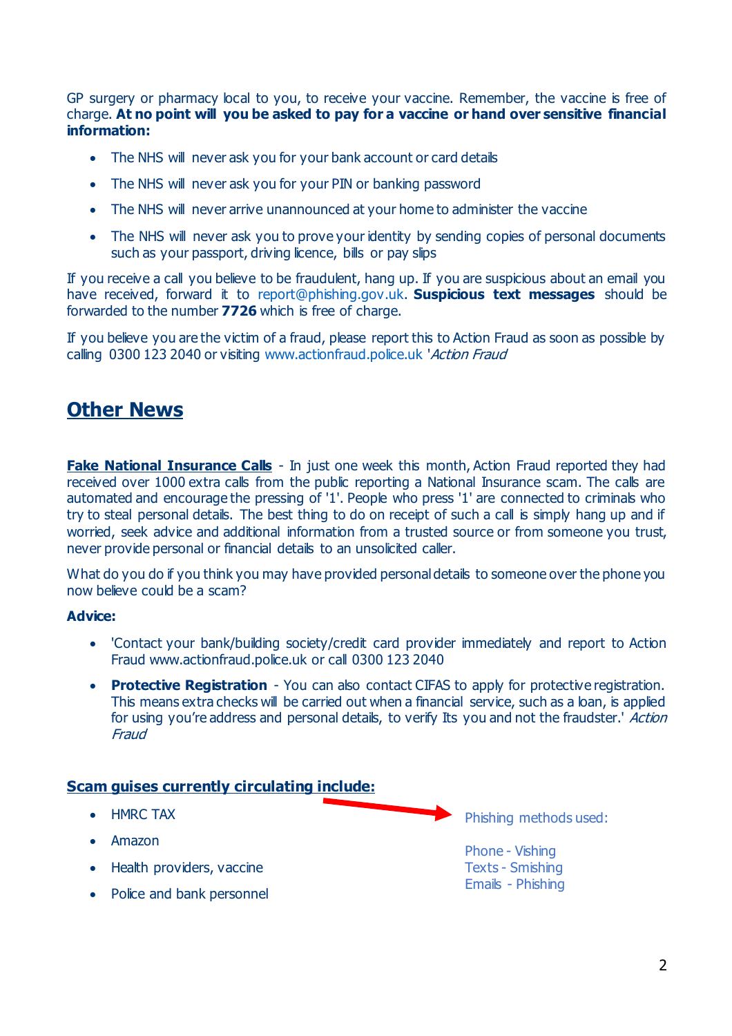GP surgery or pharmacy local to you, to receive your vaccine. Remember, the vaccine is free of charge. **At no point will you be asked to pay for a vaccine or hand over sensitive financial information:**

- The NHS will never ask you for your bank account or card details
- The NHS will never ask you for your PIN or banking password
- The NHS will never arrive unannounced at your home to administer the vaccine
- The NHS will never ask you to prove your identity by sending copies of personal documents such as your passport, driving licence, bills or pay slips

If you receive a call you believe to be fraudulent, hang up. If you are suspicious about an email you have received, forward it to report@phishing.gov.uk. **Suspicious text messages** should be forwarded to the number **7726** which is free of charge.

If you believe you are the victim of a fraud, please report this to Action Fraud as soon as possible by calling 0300 123 2040 or visiting www.actionfraud.police.uk '*Action Fraud*

## Other News

**Fake National Insurance Calls** - In just one week this month, Action Fraud reported they had received over 1000 extra calls from the public reporting a National Insurance scam. The calls are automated and encourage the pressing of '1'. People who press '1' are connected to criminals who try to steal personal details. The best thing to do on receipt of such a call is simply hang up and if worried, seek advice and additional information from a trusted source or from someone you trust, never provide personal or financial details to an unsolicited caller.

What do you do if you think you may have provided personal details to someone over the phone you now believe could be a scam?

**Advice:**

- 'Contact your bank/building society/credit card provider immediately and report to Action Fraud www.actionfraud.police.uk or call 0300 123 2040
- **Protective Registration** - You can also contact CIFAS to apply for protective registration. This means extra checks will be carried out when a financial service, such as a loan, is applied for using you're address and personal details, to verify Its you and not the fraudster.' *Action Fraud*

**Scam guises currently circulating include:**

- HMRC TAX
- Amazon
- Health providers, vaccine
- Police and bank personnel

Phishing methods used:

Phone - Vishing
Texts - Smishing
Emails - Phishing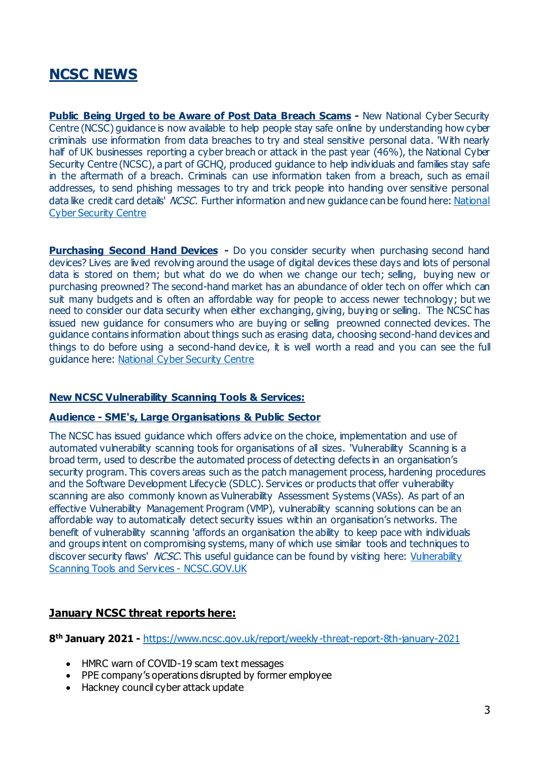# NCSC NEWS

**Public Being Urged to be Aware of Post Data Breach Scams -** New National Cyber Security Centre (NCSC) guidance is now available to help people stay safe online by understanding how cyber criminals use information from data breaches to try and steal sensitive personal data. 'With nearly half of UK businesses reporting a cyber breach or attack in the past year (46%), the National Cyber Security Centre (NCSC), a part of GCHQ, produced guidance to help individuals and families stay safe in the aftermath of a breach. Criminals can use information taken from a breach, such as email addresses, to send phishing messages to try and trick people into handing over sensitive personal data like credit card details' *NCSC.* Further information and new guidance can be found here: National Cyber Security Centre

**Purchasing Second Hand Devices -** Do you consider security when purchasing second hand devices? Lives are lived revolving around the usage of digital devices these days and lots of personal data is stored on them; but what do we do when we change our tech; selling, buying new or purchasing preowned? The second-hand market has an abundance of older tech on offer which can suit many budgets and is often an affordable way for people to access newer technology; but we need to consider our data security when either exchanging, giving, buying or selling. The NCSC has issued new guidance for consumers who are buying or selling preowned connected devices. The guidance contains information about things such as erasing data, choosing second-hand devices and things to do before using a second-hand device, it is well worth a read and you can see the full guidance here: National Cyber Security Centre

**New NCSC Vulnerability Scanning Tools & Services:**

**Audience - SME's, Large Organisations & Public Sector**

The NCSC has issued guidance which offers advice on the choice, implementation and use of automated vulnerability scanning tools for organisations of all sizes. 'Vulnerability Scanning is a broad term, used to describe the automated process of detecting defects in an organisation's security program. This covers areas such as the patch management process, hardening procedures and the Software Development Lifecycle (SDLC). Services or products that offer vulnerability scanning are also commonly known as Vulnerability Assessment Systems (VASs). As part of an effective Vulnerability Management Program (VMP), vulnerability scanning solutions can be an affordable way to automatically detect security issues within an organisation's networks. The benefit of vulnerability scanning 'affords an organisation the ability to keep pace with individuals and groups intent on compromising systems, many of which use similar tools and techniques to discover security flaws' *NCSC*. This useful guidance can be found by visiting here: Vulnerability Scanning Tools and Services - NCSC.GOV.UK

## January NCSC threat reports here:

**8th January 2021 -** https://www.ncsc.gov.uk/report/weekly-threat-report-8th-january-2021

- HMRC warn of COVID-19 scam text messages
- PPE company's operations disrupted by former employee
- Hackney council cyber attack update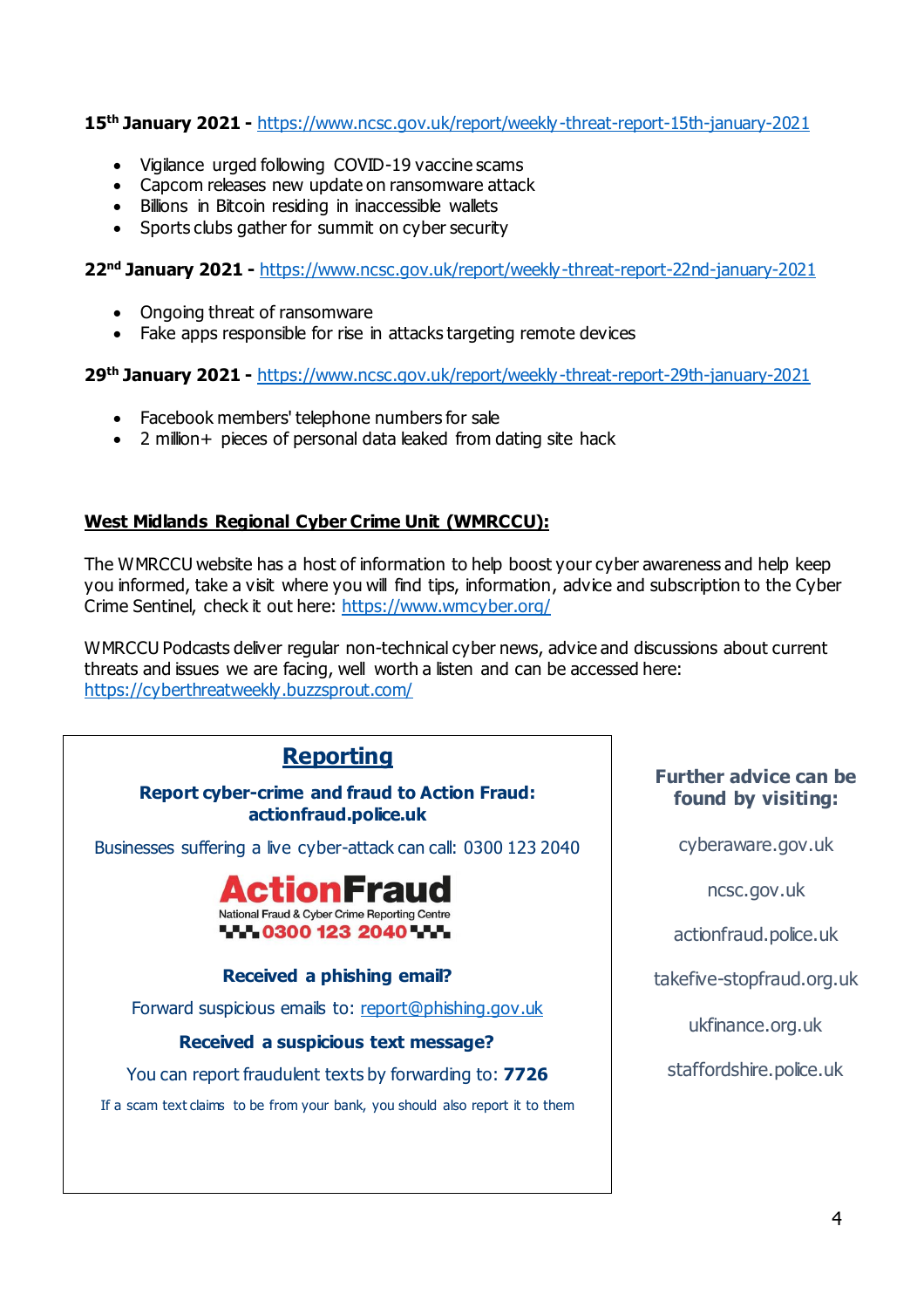**15th January 2021 -** https://www.ncsc.gov.uk/report/weekly-threat-report-15th-january-2021

- Vigilance urged following COVID-19 vaccine scams
- Capcom releases new update on ransomware attack
- Billions in Bitcoin residing in inaccessible wallets
- Sports clubs gather for summit on cyber security

**22nd January 2021 -** https://www.ncsc.gov.uk/report/weekly-threat-report-22nd-january-2021

- Ongoing threat of ransomware
- Fake apps responsible for rise in attacks targeting remote devices

**29th January 2021 -** https://www.ncsc.gov.uk/report/weekly-threat-report-29th-january-2021

- Facebook members' telephone numbers for sale
- 2 million+ pieces of personal data leaked from dating site hack

## West Midlands Regional Cyber Crime Unit (WMRCCU):

The WMRCCU website has a host of information to help boost your cyber awareness and help keep you informed, take a visit where you will find tips, information, advice and subscription to the Cyber Crime Sentinel, check it out here: https://www.wmcyber.org/

WMRCCU Podcasts deliver regular non-technical cyber news, advice and discussions about current threats and issues we are facing, well worth a listen and can be accessed here: https://cyberthreatweekly.buzzsprout.com/

## Reporting

**Report cyber-crime and fraud to Action Fraud: actionfraud.police.uk**

Businesses suffering a live cyber-attack can call: 0300 123 2040

ActionFraud
National Fraud & Cyber Crime Reporting Centre
0300 123 2040

**Received a phishing email?**

Forward suspicious emails to: report@phishing.gov.uk

**Received a suspicious text message?**

You can report fraudulent texts by forwarding to: **7726**

If a scam text claims to be from your bank, you should also report it to them

**Further advice can be found by visiting:**

cyberaware.gov.uk

ncsc.gov.uk

actionfraud.police.uk

takefive-stopfraud.org.uk

ukfinance.org.uk

staffordshire.police.uk